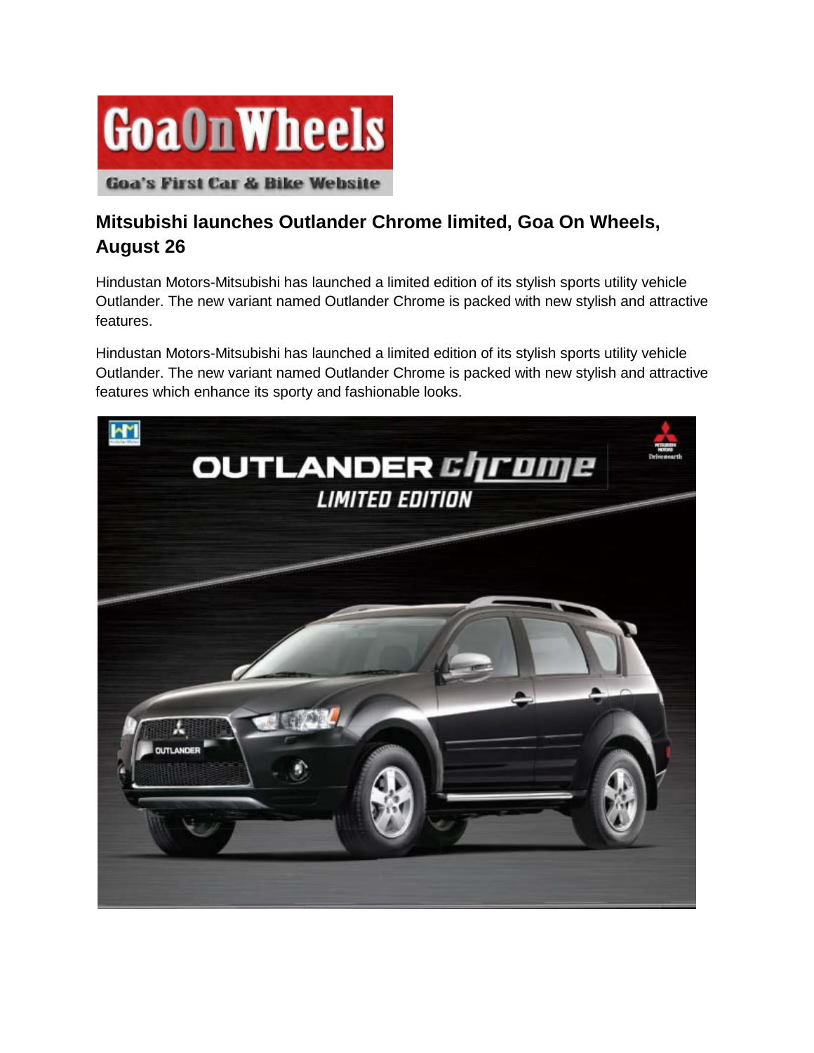## Mitsubishi launches Outlander Chrome limited, Goa On Wheels, August 26

Hindustan Motors-Mitsubishi has launched a limited edition of its stylish sports utility vehicle Outlander. The new variant named Outlander Chrome is packed with new stylish and attractive features.

Hindustan Motors-Mitsubishi has launched a limited edition of its stylish sports utility vehicle Outlander. The new variant named Outlander Chrome is packed with new stylish and attractive features which enhance its sporty and fashionable looks.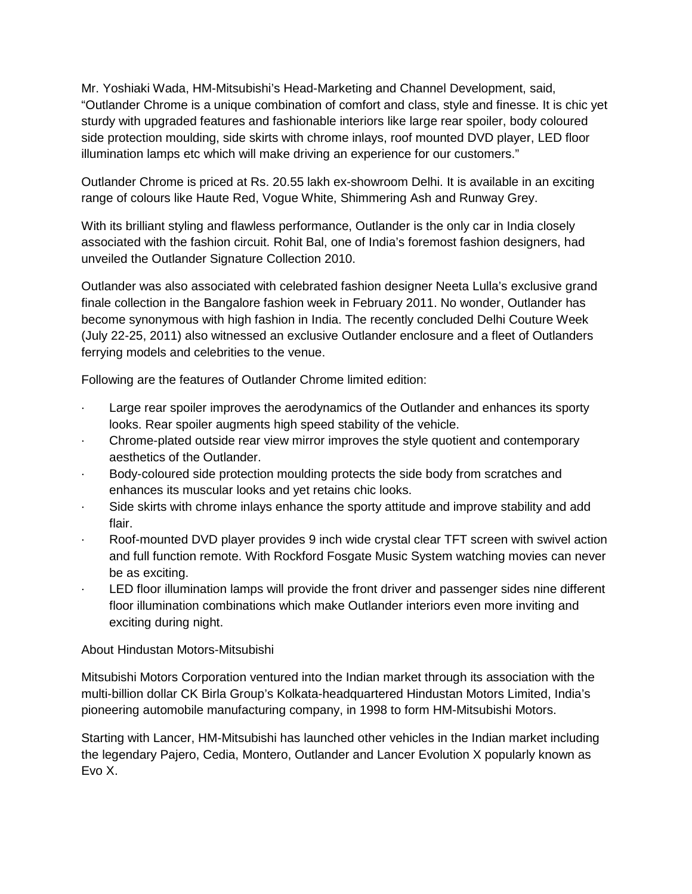Mr. Yoshiaki Wada, HM-Mitsubishi's Head-Marketing and Channel Development, said, "Outlander Chrome is a unique combination of comfort and class, style and finesse. It is chic yet sturdy with upgraded features and fashionable interiors like large rear spoiler, body coloured side protection moulding, side skirts with chrome inlays, roof mounted DVD player, LED floor illumination lamps etc which will make driving an experience for our customers."

Outlander Chrome is priced at Rs. 20.55 lakh ex-showroom Delhi. It is available in an exciting range of colours like Haute Red, Vogue White, Shimmering Ash and Runway Grey.

With its brilliant styling and flawless performance, Outlander is the only car in India closely associated with the fashion circuit. Rohit Bal, one of India's foremost fashion designers, had unveiled the Outlander Signature Collection 2010.

Outlander was also associated with celebrated fashion designer Neeta Lulla's exclusive grand finale collection in the Bangalore fashion week in February 2011. No wonder, Outlander has become synonymous with high fashion in India. The recently concluded Delhi Couture Week (July 22-25, 2011) also witnessed an exclusive Outlander enclosure and a fleet of Outlanders ferrying models and celebrities to the venue.

Following are the features of Outlander Chrome limited edition:

- Large rear spoiler improves the aerodynamics of the Outlander and enhances its sporty looks. Rear spoiler augments high speed stability of the vehicle.
- Chrome-plated outside rear view mirror improves the style quotient and contemporary aesthetics of the Outlander.
- Body-coloured side protection moulding protects the side body from scratches and enhances its muscular looks and yet retains chic looks.
- Side skirts with chrome inlays enhance the sporty attitude and improve stability and add flair.
- Roof-mounted DVD player provides 9 inch wide crystal clear TFT screen with swivel action and full function remote. With Rockford Fosgate Music System watching movies can never be as exciting.
- LED floor illumination lamps will provide the front driver and passenger sides nine different floor illumination combinations which make Outlander interiors even more inviting and exciting during night.

About Hindustan Motors-Mitsubishi

Mitsubishi Motors Corporation ventured into the Indian market through its association with the multi-billion dollar CK Birla Group's Kolkata-headquartered Hindustan Motors Limited, India's pioneering automobile manufacturing company, in 1998 to form HM-Mitsubishi Motors.

Starting with Lancer, HM-Mitsubishi has launched other vehicles in the Indian market including the legendary Pajero, Cedia, Montero, Outlander and Lancer Evolution X popularly known as Evo X.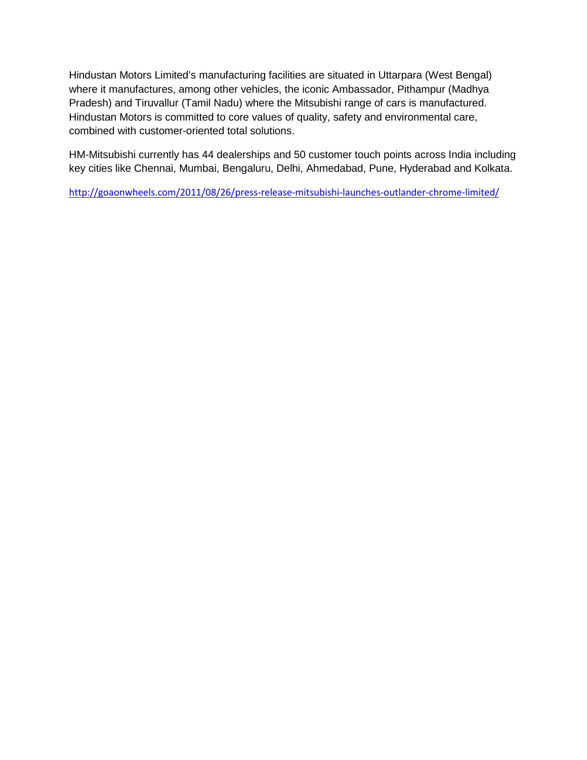Hindustan Motors Limited's manufacturing facilities are situated in Uttarpara (West Bengal) where it manufactures, among other vehicles, the iconic Ambassador, Pithampur (Madhya Pradesh) and Tiruvallur (Tamil Nadu) where the Mitsubishi range of cars is manufactured. Hindustan Motors is committed to core values of quality, safety and environmental care, combined with customer-oriented total solutions.

HM-Mitsubishi currently has 44 dealerships and 50 customer touch points across India including key cities like Chennai, Mumbai, Bengaluru, Delhi, Ahmedabad, Pune, Hyderabad and Kolkata.

http://goaonwheels.com/2011/08/26/press-release-mitsubishi-launches-outlander-chrome-limited/